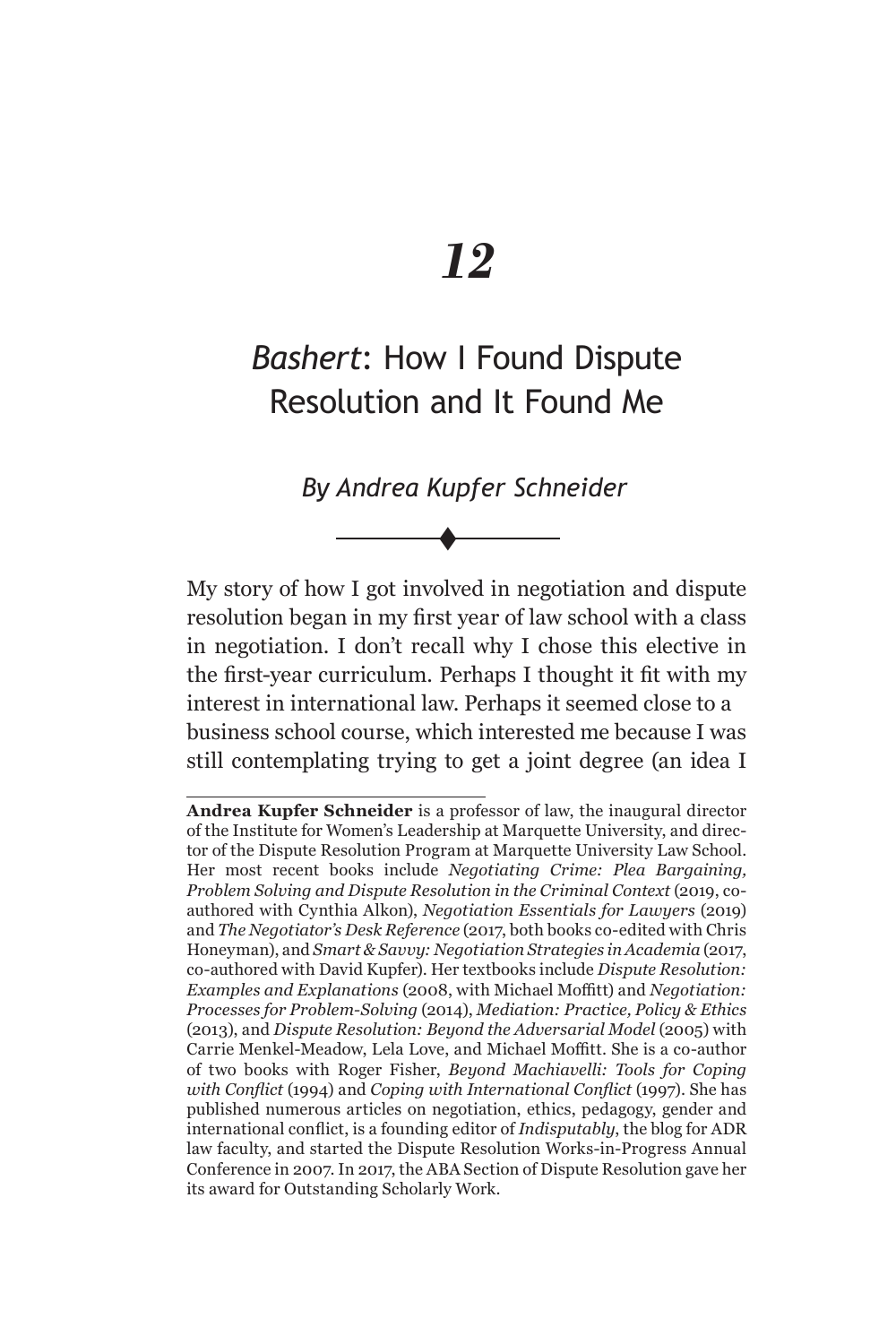# 12

## *Bashert*: How I Found Dispute Resolution and It Found Me

*By Andrea Kupfer Schneider*

My story of how I got involved in negotiation and dispute resolution began in my first year of law school with a class in negotiation. I don't recall why I chose this elective in the first-year curriculum. Perhaps I thought it fit with my interest in international law. Perhaps it seemed close to a business school course, which interested me because I was still contemplating trying to get a joint degree (an idea I

---

**Andrea Kupfer Schneider** is a professor of law, the inaugural director of the Institute for Women's Leadership at Marquette University, and director of the Dispute Resolution Program at Marquette University Law School. Her most recent books include *Negotiating Crime: Plea Bargaining, Problem Solving and Dispute Resolution in the Criminal Context* (2019, co-authored with Cynthia Alkon), *Negotiation Essentials for Lawyers* (2019) and *The Negotiator's Desk Reference* (2017, both books co-edited with Chris Honeyman), and *Smart & Savvy: Negotiation Strategies in Academia* (2017, co-authored with David Kupfer). Her textbooks include *Dispute Resolution: Examples and Explanations* (2008, with Michael Moffitt) and *Negotiation: Processes for Problem-Solving* (2014), *Mediation: Practice, Policy & Ethics* (2013), and *Dispute Resolution: Beyond the Adversarial Model* (2005) with Carrie Menkel-Meadow, Lela Love, and Michael Moffitt. She is a co-author of two books with Roger Fisher, *Beyond Machiavelli: Tools for Coping with Conflict* (1994) and *Coping with International Conflict* (1997). She has published numerous articles on negotiation, ethics, pedagogy, gender and international conflict, is a founding editor of *Indisputably*, the blog for ADR law faculty, and started the Dispute Resolution Works-in-Progress Annual Conference in 2007. In 2017, the ABA Section of Dispute Resolution gave her its award for Outstanding Scholarly Work.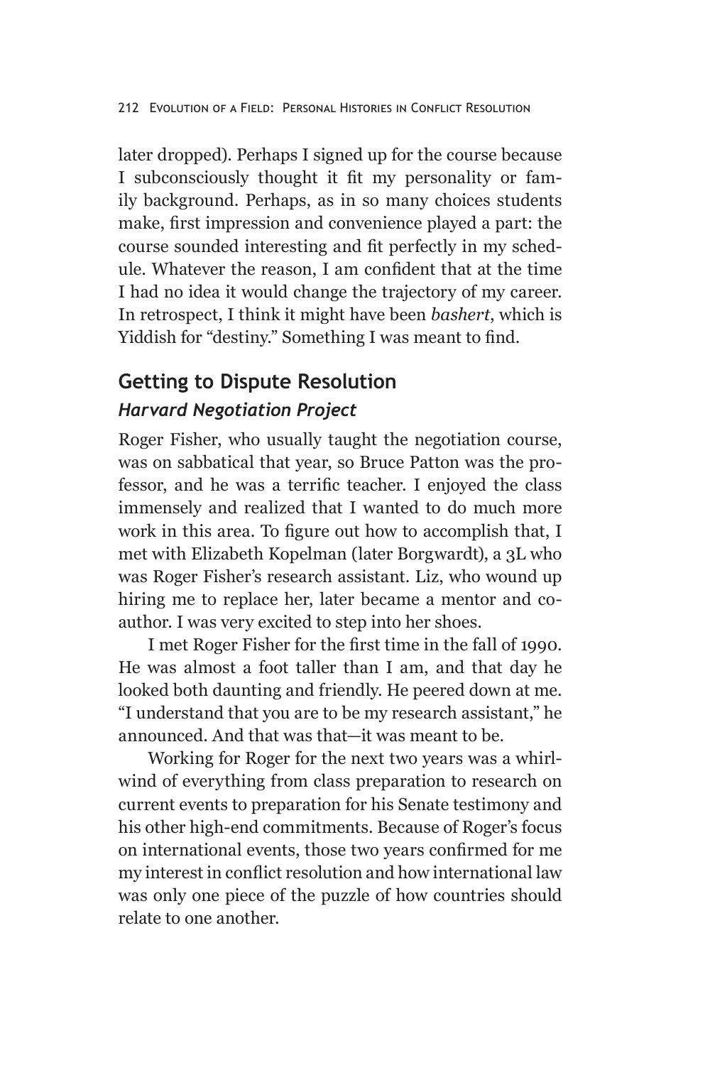later dropped). Perhaps I signed up for the course because I subconsciously thought it fit my personality or family background. Perhaps, as in so many choices students make, first impression and convenience played a part: the course sounded interesting and fit perfectly in my schedule. Whatever the reason, I am confident that at the time I had no idea it would change the trajectory of my career. In retrospect, I think it might have been *bashert*, which is Yiddish for "destiny." Something I was meant to find.

## Getting to Dispute Resolution

### *Harvard Negotiation Project*

Roger Fisher, who usually taught the negotiation course, was on sabbatical that year, so Bruce Patton was the professor, and he was a terrific teacher. I enjoyed the class immensely and realized that I wanted to do much more work in this area. To figure out how to accomplish that, I met with Elizabeth Kopelman (later Borgwardt), a 3L who was Roger Fisher's research assistant. Liz, who wound up hiring me to replace her, later became a mentor and coauthor. I was very excited to step into her shoes.

I met Roger Fisher for the first time in the fall of 1990. He was almost a foot taller than I am, and that day he looked both daunting and friendly. He peered down at me. "I understand that you are to be my research assistant," he announced. And that was that—it was meant to be.

Working for Roger for the next two years was a whirlwind of everything from class preparation to research on current events to preparation for his Senate testimony and his other high-end commitments. Because of Roger's focus on international events, those two years confirmed for me my interest in conflict resolution and how international law was only one piece of the puzzle of how countries should relate to one another.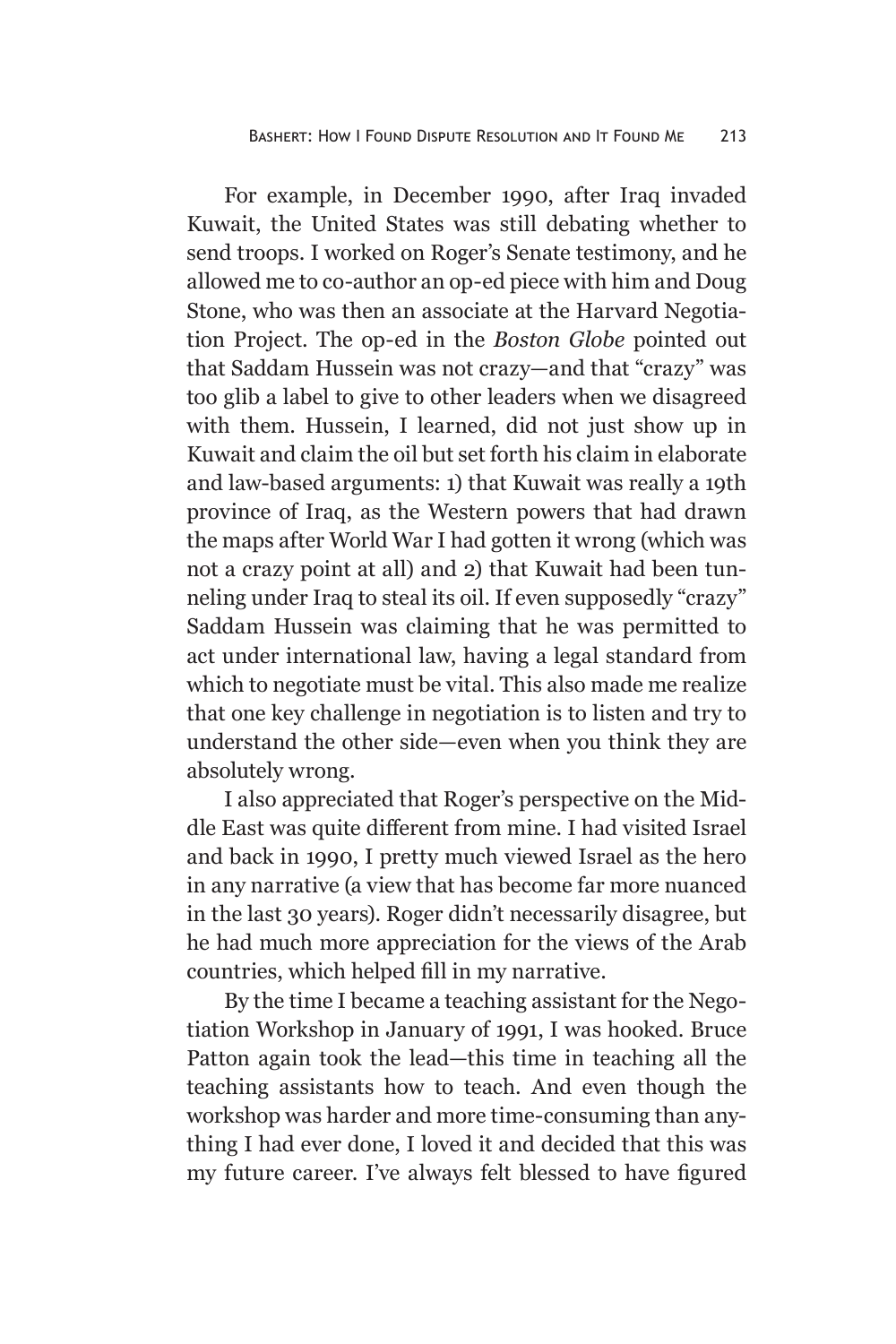For example, in December 1990, after Iraq invaded Kuwait, the United States was still debating whether to send troops. I worked on Roger's Senate testimony, and he allowed me to co-author an op-ed piece with him and Doug Stone, who was then an associate at the Harvard Negotiation Project. The op-ed in the *Boston Globe* pointed out that Saddam Hussein was not crazy—and that "crazy" was too glib a label to give to other leaders when we disagreed with them. Hussein, I learned, did not just show up in Kuwait and claim the oil but set forth his claim in elaborate and law-based arguments: 1) that Kuwait was really a 19th province of Iraq, as the Western powers that had drawn the maps after World War I had gotten it wrong (which was not a crazy point at all) and 2) that Kuwait had been tunneling under Iraq to steal its oil. If even supposedly "crazy" Saddam Hussein was claiming that he was permitted to act under international law, having a legal standard from which to negotiate must be vital. This also made me realize that one key challenge in negotiation is to listen and try to understand the other side—even when you think they are absolutely wrong.

I also appreciated that Roger's perspective on the Middle East was quite different from mine. I had visited Israel and back in 1990, I pretty much viewed Israel as the hero in any narrative (a view that has become far more nuanced in the last 30 years). Roger didn't necessarily disagree, but he had much more appreciation for the views of the Arab countries, which helped fill in my narrative.

By the time I became a teaching assistant for the Negotiation Workshop in January of 1991, I was hooked. Bruce Patton again took the lead—this time in teaching all the teaching assistants how to teach. And even though the workshop was harder and more time-consuming than anything I had ever done, I loved it and decided that this was my future career. I've always felt blessed to have figured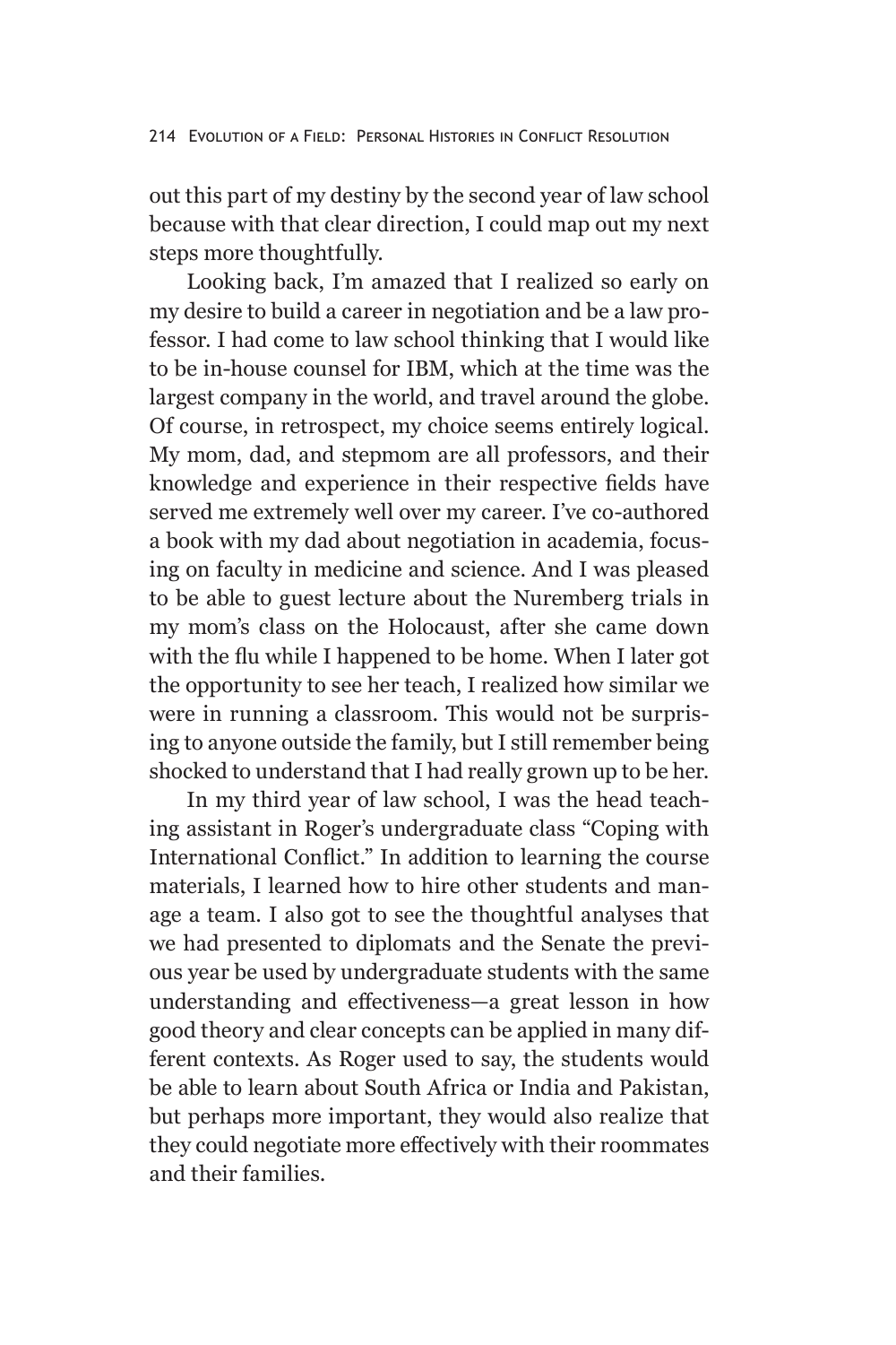out this part of my destiny by the second year of law school because with that clear direction, I could map out my next steps more thoughtfully.

Looking back, I'm amazed that I realized so early on my desire to build a career in negotiation and be a law professor. I had come to law school thinking that I would like to be in-house counsel for IBM, which at the time was the largest company in the world, and travel around the globe. Of course, in retrospect, my choice seems entirely logical. My mom, dad, and stepmom are all professors, and their knowledge and experience in their respective fields have served me extremely well over my career. I've co-authored a book with my dad about negotiation in academia, focusing on faculty in medicine and science. And I was pleased to be able to guest lecture about the Nuremberg trials in my mom's class on the Holocaust, after she came down with the flu while I happened to be home. When I later got the opportunity to see her teach, I realized how similar we were in running a classroom. This would not be surprising to anyone outside the family, but I still remember being shocked to understand that I had really grown up to be her.

In my third year of law school, I was the head teaching assistant in Roger's undergraduate class "Coping with International Conflict." In addition to learning the course materials, I learned how to hire other students and manage a team. I also got to see the thoughtful analyses that we had presented to diplomats and the Senate the previous year be used by undergraduate students with the same understanding and effectiveness—a great lesson in how good theory and clear concepts can be applied in many different contexts. As Roger used to say, the students would be able to learn about South Africa or India and Pakistan, but perhaps more important, they would also realize that they could negotiate more effectively with their roommates and their families.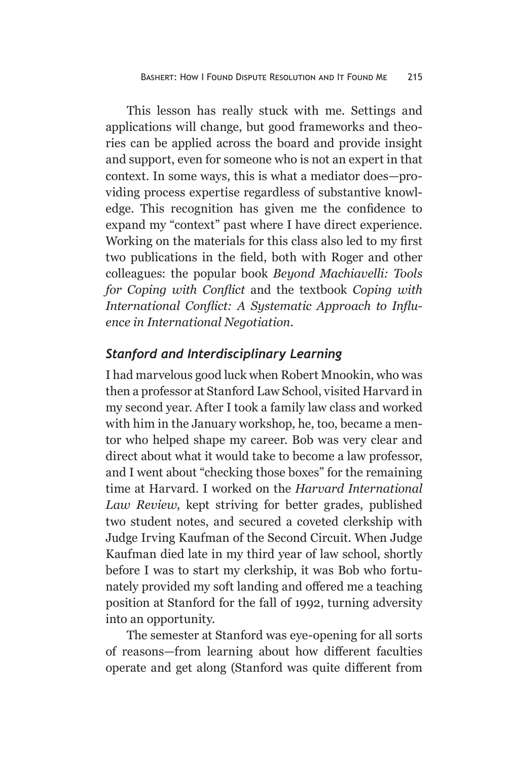This lesson has really stuck with me. Settings and applications will change, but good frameworks and theories can be applied across the board and provide insight and support, even for someone who is not an expert in that context. In some ways, this is what a mediator does—providing process expertise regardless of substantive knowledge. This recognition has given me the confidence to expand my "context" past where I have direct experience. Working on the materials for this class also led to my first two publications in the field, both with Roger and other colleagues: the popular book *Beyond Machiavelli: Tools for Coping with Conflict* and the textbook *Coping with International Conflict: A Systematic Approach to Influence in International Negotiation*.

### *Stanford and Interdisciplinary Learning*

I had marvelous good luck when Robert Mnookin, who was then a professor at Stanford Law School, visited Harvard in my second year. After I took a family law class and worked with him in the January workshop, he, too, became a mentor who helped shape my career. Bob was very clear and direct about what it would take to become a law professor, and I went about "checking those boxes" for the remaining time at Harvard. I worked on the *Harvard International Law Review*, kept striving for better grades, published two student notes, and secured a coveted clerkship with Judge Irving Kaufman of the Second Circuit. When Judge Kaufman died late in my third year of law school, shortly before I was to start my clerkship, it was Bob who fortunately provided my soft landing and offered me a teaching position at Stanford for the fall of 1992, turning adversity into an opportunity.

The semester at Stanford was eye-opening for all sorts of reasons—from learning about how different faculties operate and get along (Stanford was quite different from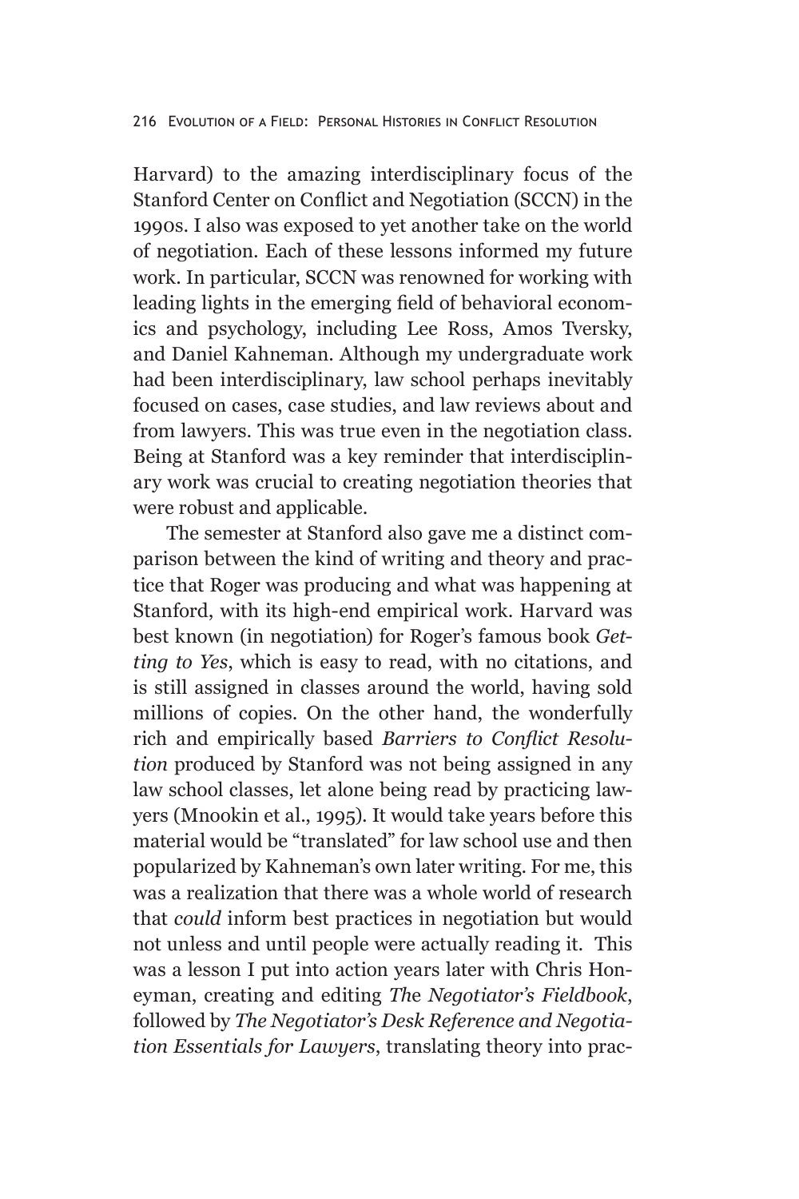Harvard) to the amazing interdisciplinary focus of the Stanford Center on Conflict and Negotiation (SCCN) in the 1990s. I also was exposed to yet another take on the world of negotiation. Each of these lessons informed my future work. In particular, SCCN was renowned for working with leading lights in the emerging field of behavioral economics and psychology, including Lee Ross, Amos Tversky, and Daniel Kahneman. Although my undergraduate work had been interdisciplinary, law school perhaps inevitably focused on cases, case studies, and law reviews about and from lawyers. This was true even in the negotiation class. Being at Stanford was a key reminder that interdisciplinary work was crucial to creating negotiation theories that were robust and applicable.

The semester at Stanford also gave me a distinct comparison between the kind of writing and theory and practice that Roger was producing and what was happening at Stanford, with its high-end empirical work. Harvard was best known (in negotiation) for Roger's famous book *Getting to Yes*, which is easy to read, with no citations, and is still assigned in classes around the world, having sold millions of copies. On the other hand, the wonderfully rich and empirically based *Barriers to Conflict Resolution* produced by Stanford was not being assigned in any law school classes, let alone being read by practicing lawyers (Mnookin et al., 1995). It would take years before this material would be "translated" for law school use and then popularized by Kahneman's own later writing. For me, this was a realization that there was a whole world of research that *could* inform best practices in negotiation but would not unless and until people were actually reading it. This was a lesson I put into action years later with Chris Honeyman, creating and editing *The Negotiator's Fieldbook*, followed by *The Negotiator's Desk Reference and Negotiation Essentials for Lawyers*, translating theory into prac-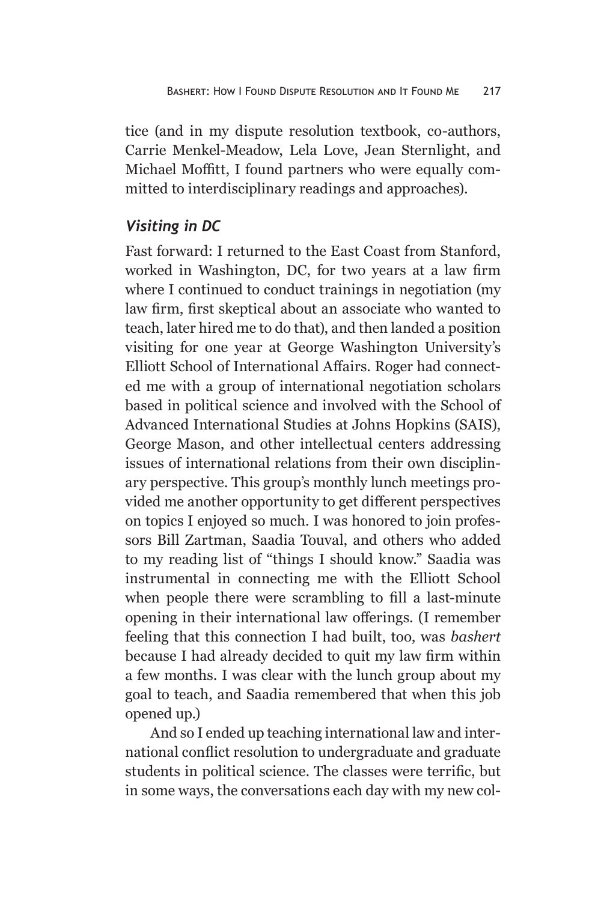tice (and in my dispute resolution textbook, co-authors, Carrie Menkel-Meadow, Lela Love, Jean Sternlight, and Michael Moffitt, I found partners who were equally committed to interdisciplinary readings and approaches).

### *Visiting in DC*

Fast forward: I returned to the East Coast from Stanford, worked in Washington, DC, for two years at a law firm where I continued to conduct trainings in negotiation (my law firm, first skeptical about an associate who wanted to teach, later hired me to do that), and then landed a position visiting for one year at George Washington University's Elliott School of International Affairs. Roger had connected me with a group of international negotiation scholars based in political science and involved with the School of Advanced International Studies at Johns Hopkins (SAIS), George Mason, and other intellectual centers addressing issues of international relations from their own disciplinary perspective. This group's monthly lunch meetings provided me another opportunity to get different perspectives on topics I enjoyed so much. I was honored to join professors Bill Zartman, Saadia Touval, and others who added to my reading list of "things I should know." Saadia was instrumental in connecting me with the Elliott School when people there were scrambling to fill a last-minute opening in their international law offerings. (I remember feeling that this connection I had built, too, was *bashert* because I had already decided to quit my law firm within a few months. I was clear with the lunch group about my goal to teach, and Saadia remembered that when this job opened up.)

And so I ended up teaching international law and international conflict resolution to undergraduate and graduate students in political science. The classes were terrific, but in some ways, the conversations each day with my new col-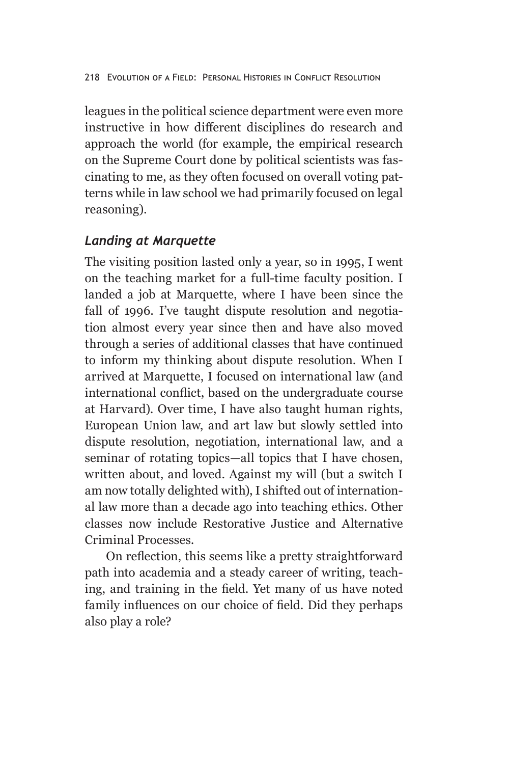leagues in the political science department were even more instructive in how different disciplines do research and approach the world (for example, the empirical research on the Supreme Court done by political scientists was fascinating to me, as they often focused on overall voting patterns while in law school we had primarily focused on legal reasoning).

### *Landing at Marquette*

The visiting position lasted only a year, so in 1995, I went on the teaching market for a full-time faculty position. I landed a job at Marquette, where I have been since the fall of 1996. I've taught dispute resolution and negotiation almost every year since then and have also moved through a series of additional classes that have continued to inform my thinking about dispute resolution. When I arrived at Marquette, I focused on international law (and international conflict, based on the undergraduate course at Harvard). Over time, I have also taught human rights, European Union law, and art law but slowly settled into dispute resolution, negotiation, international law, and a seminar of rotating topics—all topics that I have chosen, written about, and loved. Against my will (but a switch I am now totally delighted with), I shifted out of international law more than a decade ago into teaching ethics. Other classes now include Restorative Justice and Alternative Criminal Processes.

On reflection, this seems like a pretty straightforward path into academia and a steady career of writing, teaching, and training in the field. Yet many of us have noted family influences on our choice of field. Did they perhaps also play a role?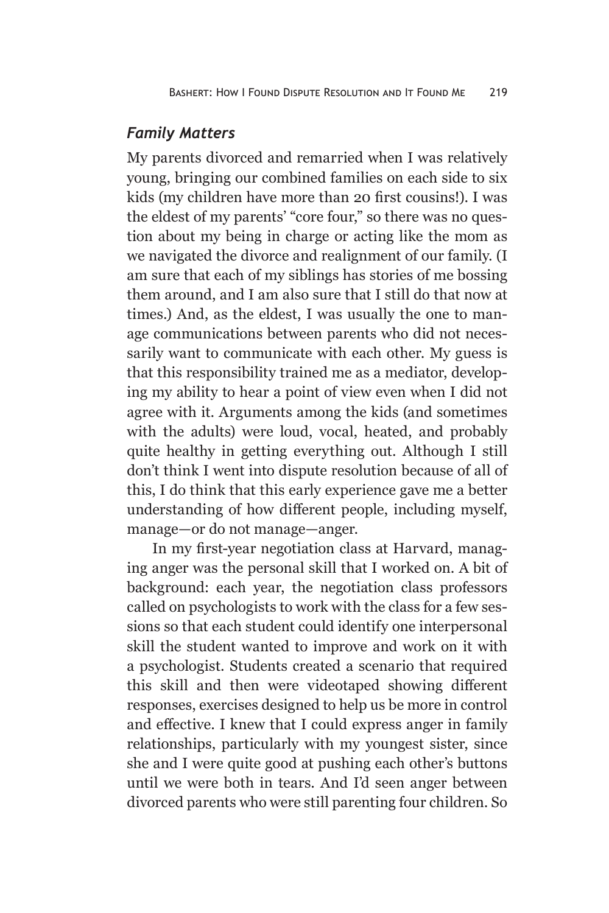### *Family Matters*

My parents divorced and remarried when I was relatively young, bringing our combined families on each side to six kids (my children have more than 20 first cousins!). I was the eldest of my parents' "core four," so there was no question about my being in charge or acting like the mom as we navigated the divorce and realignment of our family. (I am sure that each of my siblings has stories of me bossing them around, and I am also sure that I still do that now at times.) And, as the eldest, I was usually the one to manage communications between parents who did not necessarily want to communicate with each other. My guess is that this responsibility trained me as a mediator, developing my ability to hear a point of view even when I did not agree with it. Arguments among the kids (and sometimes with the adults) were loud, vocal, heated, and probably quite healthy in getting everything out. Although I still don't think I went into dispute resolution because of all of this, I do think that this early experience gave me a better understanding of how different people, including myself, manage—or do not manage—anger.

In my first-year negotiation class at Harvard, managing anger was the personal skill that I worked on. A bit of background: each year, the negotiation class professors called on psychologists to work with the class for a few sessions so that each student could identify one interpersonal skill the student wanted to improve and work on it with a psychologist. Students created a scenario that required this skill and then were videotaped showing different responses, exercises designed to help us be more in control and effective. I knew that I could express anger in family relationships, particularly with my youngest sister, since she and I were quite good at pushing each other's buttons until we were both in tears. And I'd seen anger between divorced parents who were still parenting four children. So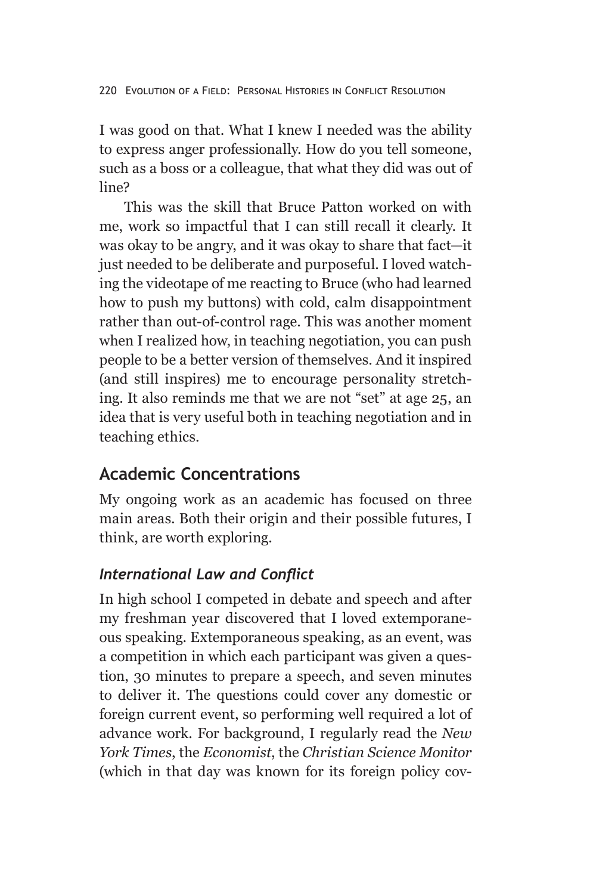I was good on that. What I knew I needed was the ability to express anger professionally. How do you tell someone, such as a boss or a colleague, that what they did was out of line?

This was the skill that Bruce Patton worked on with me, work so impactful that I can still recall it clearly. It was okay to be angry, and it was okay to share that fact—it just needed to be deliberate and purposeful. I loved watching the videotape of me reacting to Bruce (who had learned how to push my buttons) with cold, calm disappointment rather than out-of-control rage. This was another moment when I realized how, in teaching negotiation, you can push people to be a better version of themselves. And it inspired (and still inspires) me to encourage personality stretching. It also reminds me that we are not "set" at age 25, an idea that is very useful both in teaching negotiation and in teaching ethics.

## Academic Concentrations

My ongoing work as an academic has focused on three main areas. Both their origin and their possible futures, I think, are worth exploring.

### *International Law and Conflict*

In high school I competed in debate and speech and after my freshman year discovered that I loved extemporaneous speaking. Extemporaneous speaking, as an event, was a competition in which each participant was given a question, 30 minutes to prepare a speech, and seven minutes to deliver it. The questions could cover any domestic or foreign current event, so performing well required a lot of advance work. For background, I regularly read the *New York Times*, the *Economist*, the *Christian Science Monitor* (which in that day was known for its foreign policy cov-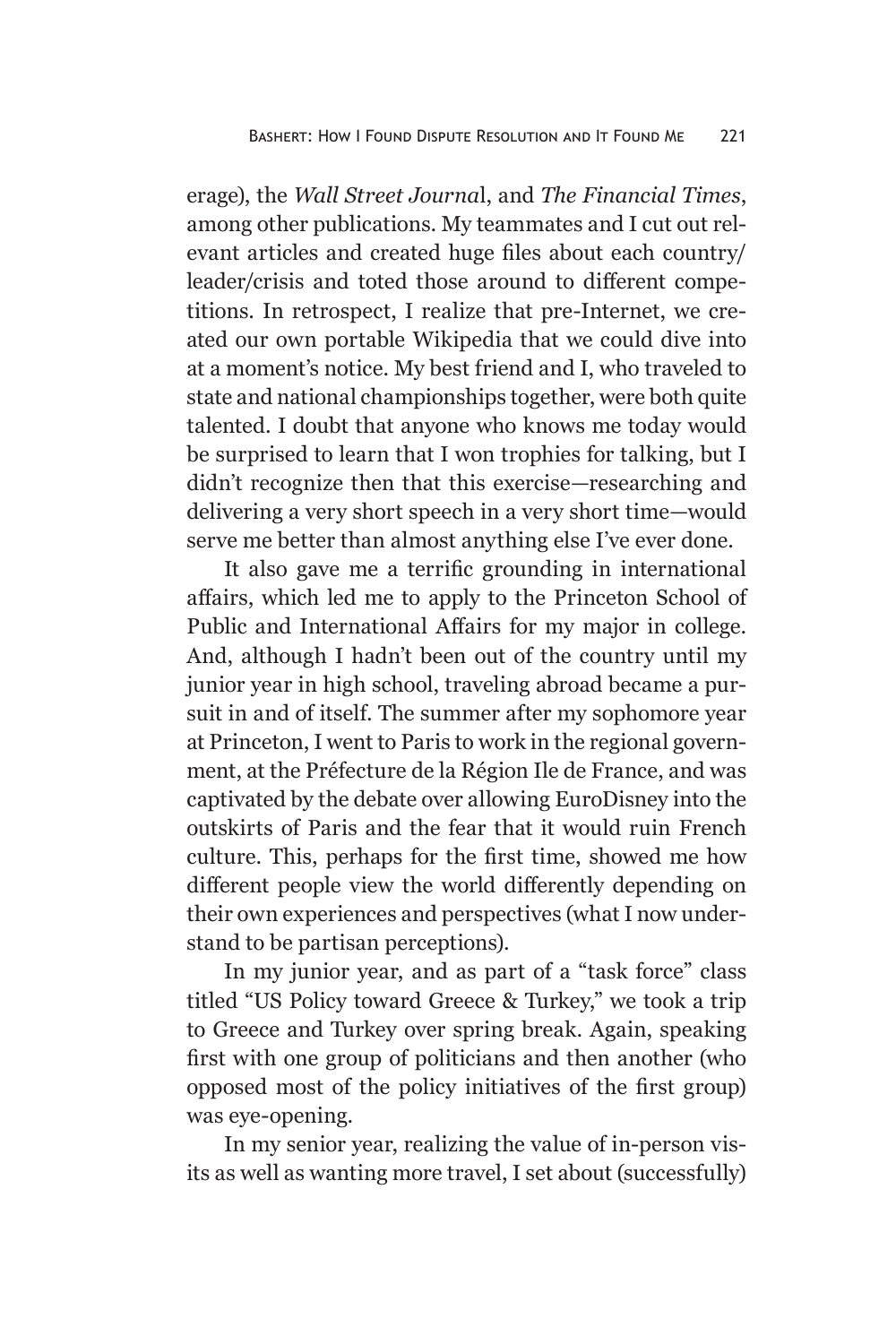erage), the *Wall Street Journal*, and *The Financial Times*, among other publications. My teammates and I cut out relevant articles and created huge files about each country/leader/crisis and toted those around to different competitions. In retrospect, I realize that pre-Internet, we created our own portable Wikipedia that we could dive into at a moment's notice. My best friend and I, who traveled to state and national championships together, were both quite talented. I doubt that anyone who knows me today would be surprised to learn that I won trophies for talking, but I didn't recognize then that this exercise—researching and delivering a very short speech in a very short time—would serve me better than almost anything else I've ever done.

It also gave me a terrific grounding in international affairs, which led me to apply to the Princeton School of Public and International Affairs for my major in college. And, although I hadn't been out of the country until my junior year in high school, traveling abroad became a pursuit in and of itself. The summer after my sophomore year at Princeton, I went to Paris to work in the regional government, at the Préfecture de la Région Ile de France, and was captivated by the debate over allowing EuroDisney into the outskirts of Paris and the fear that it would ruin French culture. This, perhaps for the first time, showed me how different people view the world differently depending on their own experiences and perspectives (what I now understand to be partisan perceptions).

In my junior year, and as part of a "task force" class titled "US Policy toward Greece & Turkey," we took a trip to Greece and Turkey over spring break. Again, speaking first with one group of politicians and then another (who opposed most of the policy initiatives of the first group) was eye-opening.

In my senior year, realizing the value of in-person visits as well as wanting more travel, I set about (successfully)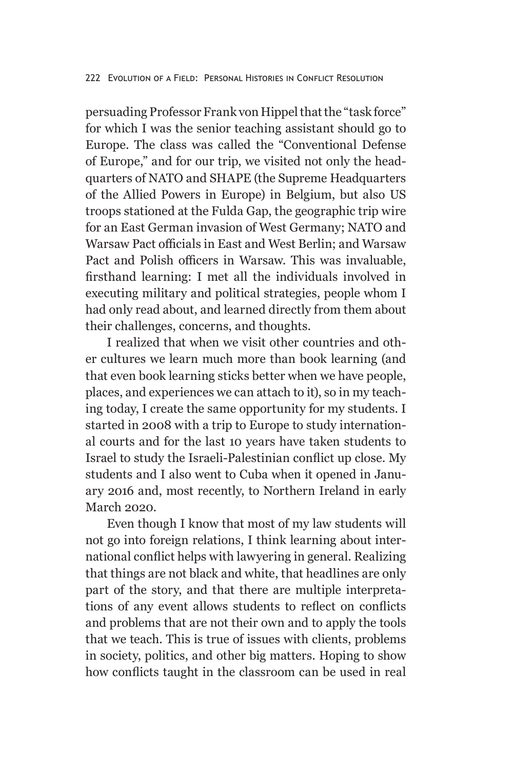persuading Professor Frank von Hippel that the "task force" for which I was the senior teaching assistant should go to Europe. The class was called the "Conventional Defense of Europe," and for our trip, we visited not only the headquarters of NATO and SHAPE (the Supreme Headquarters of the Allied Powers in Europe) in Belgium, but also US troops stationed at the Fulda Gap, the geographic trip wire for an East German invasion of West Germany; NATO and Warsaw Pact officials in East and West Berlin; and Warsaw Pact and Polish officers in Warsaw. This was invaluable, firsthand learning: I met all the individuals involved in executing military and political strategies, people whom I had only read about, and learned directly from them about their challenges, concerns, and thoughts.

I realized that when we visit other countries and other cultures we learn much more than book learning (and that even book learning sticks better when we have people, places, and experiences we can attach to it), so in my teaching today, I create the same opportunity for my students. I started in 2008 with a trip to Europe to study international courts and for the last 10 years have taken students to Israel to study the Israeli-Palestinian conflict up close. My students and I also went to Cuba when it opened in January 2016 and, most recently, to Northern Ireland in early March 2020.

Even though I know that most of my law students will not go into foreign relations, I think learning about international conflict helps with lawyering in general. Realizing that things are not black and white, that headlines are only part of the story, and that there are multiple interpretations of any event allows students to reflect on conflicts and problems that are not their own and to apply the tools that we teach. This is true of issues with clients, problems in society, politics, and other big matters. Hoping to show how conflicts taught in the classroom can be used in real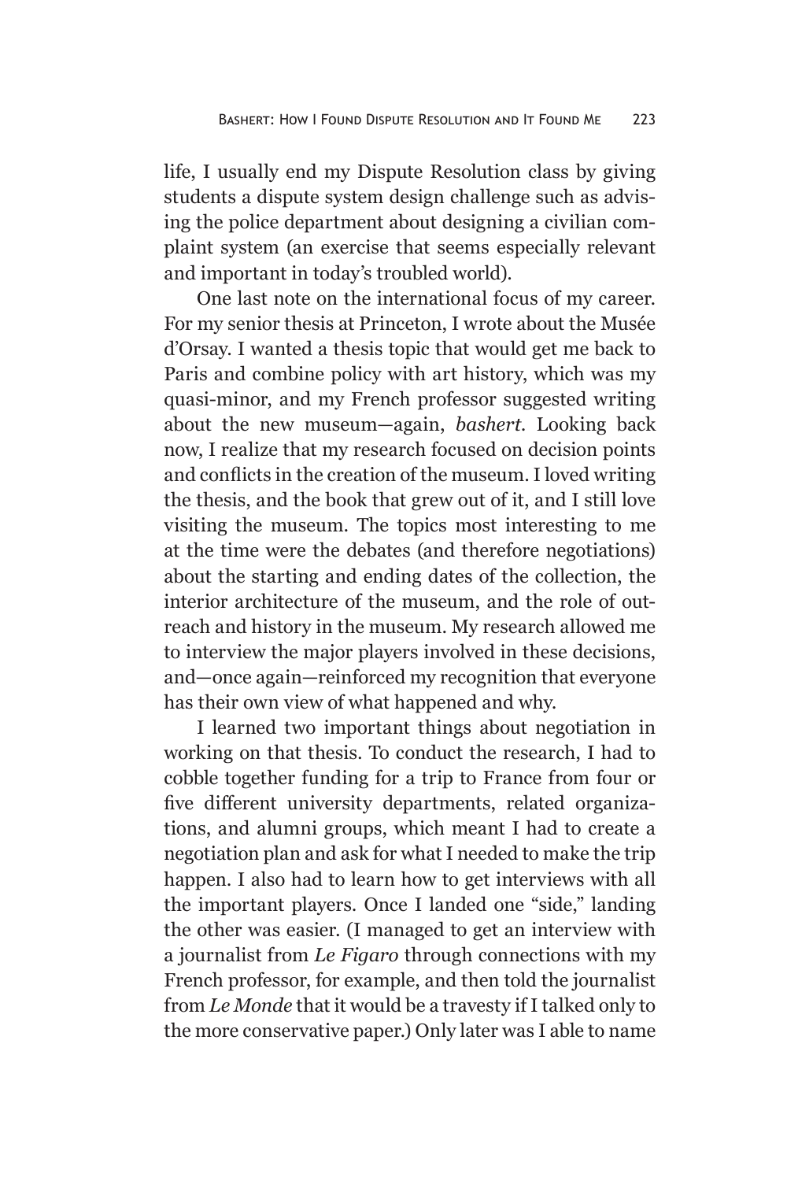life, I usually end my Dispute Resolution class by giving students a dispute system design challenge such as advising the police department about designing a civilian complaint system (an exercise that seems especially relevant and important in today's troubled world).

One last note on the international focus of my career. For my senior thesis at Princeton, I wrote about the Musée d'Orsay. I wanted a thesis topic that would get me back to Paris and combine policy with art history, which was my quasi-minor, and my French professor suggested writing about the new museum—again, *bashert*. Looking back now, I realize that my research focused on decision points and conflicts in the creation of the museum. I loved writing the thesis, and the book that grew out of it, and I still love visiting the museum. The topics most interesting to me at the time were the debates (and therefore negotiations) about the starting and ending dates of the collection, the interior architecture of the museum, and the role of outreach and history in the museum. My research allowed me to interview the major players involved in these decisions, and—once again—reinforced my recognition that everyone has their own view of what happened and why.

I learned two important things about negotiation in working on that thesis. To conduct the research, I had to cobble together funding for a trip to France from four or five different university departments, related organizations, and alumni groups, which meant I had to create a negotiation plan and ask for what I needed to make the trip happen. I also had to learn how to get interviews with all the important players. Once I landed one "side," landing the other was easier. (I managed to get an interview with a journalist from *Le Figaro* through connections with my French professor, for example, and then told the journalist from *Le Monde* that it would be a travesty if I talked only to the more conservative paper.) Only later was I able to name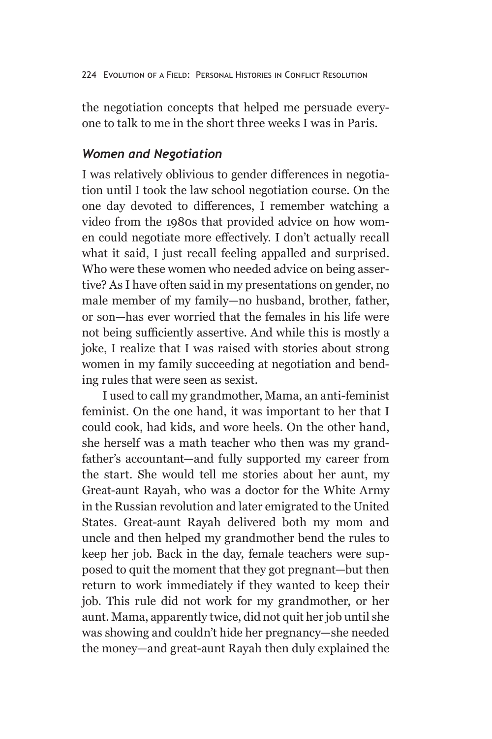the negotiation concepts that helped me persuade everyone to talk to me in the short three weeks I was in Paris.

### *Women and Negotiation*

I was relatively oblivious to gender differences in negotiation until I took the law school negotiation course. On the one day devoted to differences, I remember watching a video from the 1980s that provided advice on how women could negotiate more effectively. I don't actually recall what it said, I just recall feeling appalled and surprised. Who were these women who needed advice on being assertive? As I have often said in my presentations on gender, no male member of my family—no husband, brother, father, or son—has ever worried that the females in his life were not being sufficiently assertive. And while this is mostly a joke, I realize that I was raised with stories about strong women in my family succeeding at negotiation and bending rules that were seen as sexist.

I used to call my grandmother, Mama, an anti-feminist feminist. On the one hand, it was important to her that I could cook, had kids, and wore heels. On the other hand, she herself was a math teacher who then was my grandfather's accountant—and fully supported my career from the start. She would tell me stories about her aunt, my Great-aunt Rayah, who was a doctor for the White Army in the Russian revolution and later emigrated to the United States. Great-aunt Rayah delivered both my mom and uncle and then helped my grandmother bend the rules to keep her job. Back in the day, female teachers were supposed to quit the moment that they got pregnant—but then return to work immediately if they wanted to keep their job. This rule did not work for my grandmother, or her aunt. Mama, apparently twice, did not quit her job until she was showing and couldn't hide her pregnancy—she needed the money—and great-aunt Rayah then duly explained the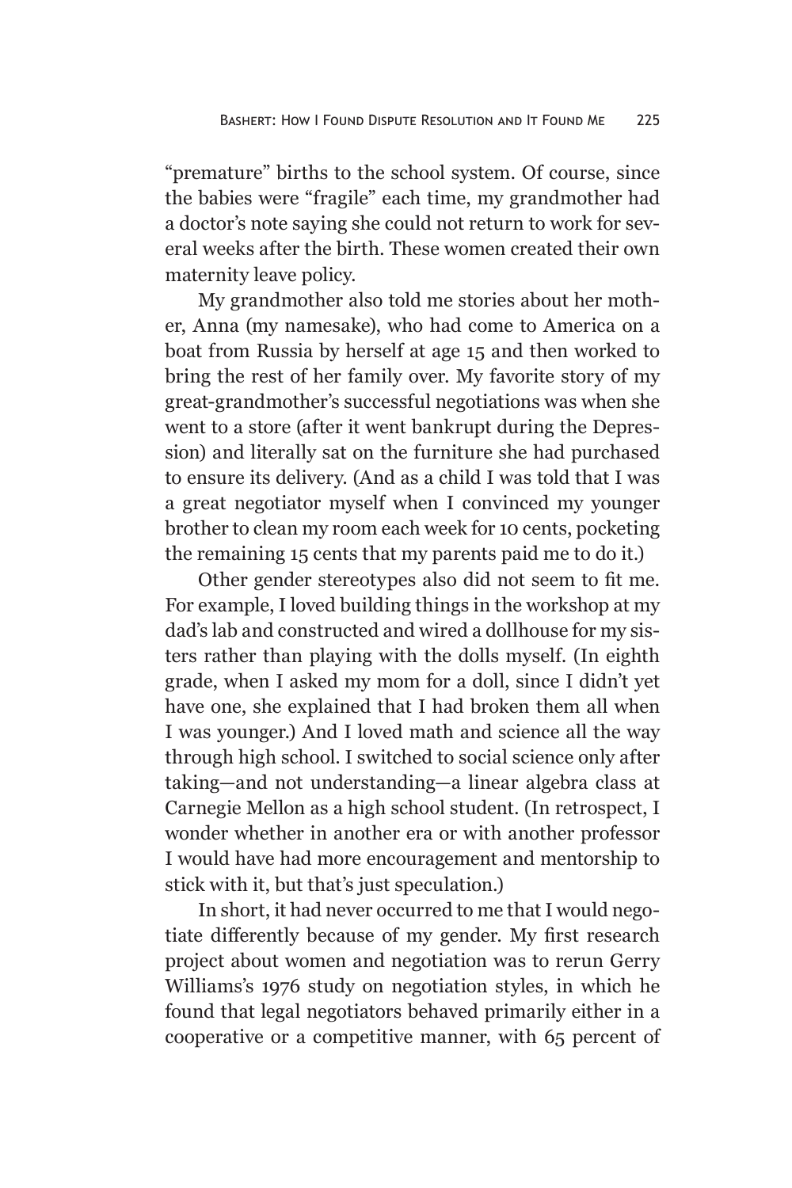"premature" births to the school system. Of course, since the babies were "fragile" each time, my grandmother had a doctor's note saying she could not return to work for several weeks after the birth. These women created their own maternity leave policy.

My grandmother also told me stories about her mother, Anna (my namesake), who had come to America on a boat from Russia by herself at age 15 and then worked to bring the rest of her family over. My favorite story of my great-grandmother's successful negotiations was when she went to a store (after it went bankrupt during the Depression) and literally sat on the furniture she had purchased to ensure its delivery. (And as a child I was told that I was a great negotiator myself when I convinced my younger brother to clean my room each week for 10 cents, pocketing the remaining 15 cents that my parents paid me to do it.)

Other gender stereotypes also did not seem to fit me. For example, I loved building things in the workshop at my dad's lab and constructed and wired a dollhouse for my sisters rather than playing with the dolls myself. (In eighth grade, when I asked my mom for a doll, since I didn't yet have one, she explained that I had broken them all when I was younger.) And I loved math and science all the way through high school. I switched to social science only after taking—and not understanding—a linear algebra class at Carnegie Mellon as a high school student. (In retrospect, I wonder whether in another era or with another professor I would have had more encouragement and mentorship to stick with it, but that's just speculation.)

In short, it had never occurred to me that I would negotiate differently because of my gender. My first research project about women and negotiation was to rerun Gerry Williams's 1976 study on negotiation styles, in which he found that legal negotiators behaved primarily either in a cooperative or a competitive manner, with 65 percent of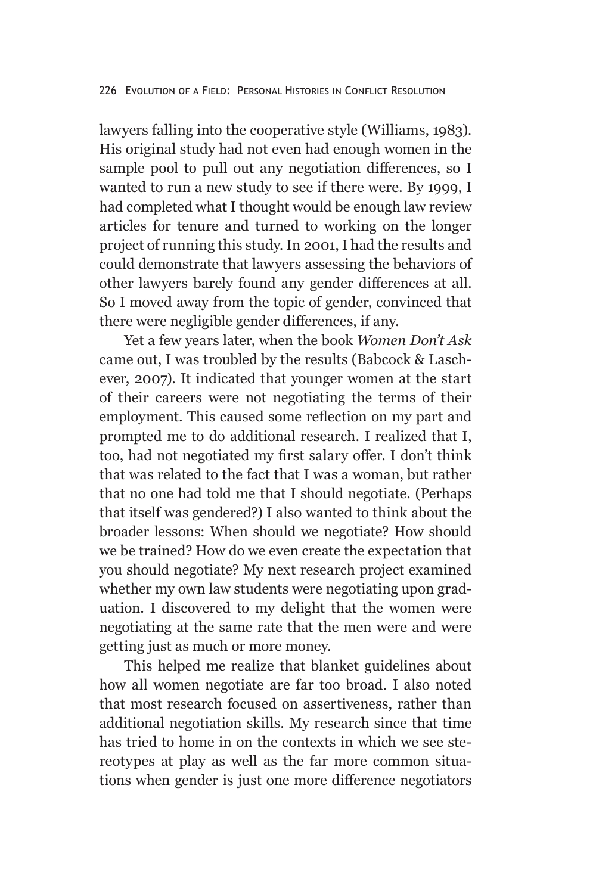lawyers falling into the cooperative style (Williams, 1983). His original study had not even had enough women in the sample pool to pull out any negotiation differences, so I wanted to run a new study to see if there were. By 1999, I had completed what I thought would be enough law review articles for tenure and turned to working on the longer project of running this study. In 2001, I had the results and could demonstrate that lawyers assessing the behaviors of other lawyers barely found any gender differences at all. So I moved away from the topic of gender, convinced that there were negligible gender differences, if any.

Yet a few years later, when the book *Women Don't Ask* came out, I was troubled by the results (Babcock & Laschever, 2007). It indicated that younger women at the start of their careers were not negotiating the terms of their employment. This caused some reflection on my part and prompted me to do additional research. I realized that I, too, had not negotiated my first salary offer. I don't think that was related to the fact that I was a woman, but rather that no one had told me that I should negotiate. (Perhaps that itself was gendered?) I also wanted to think about the broader lessons: When should we negotiate? How should we be trained? How do we even create the expectation that you should negotiate? My next research project examined whether my own law students were negotiating upon graduation. I discovered to my delight that the women were negotiating at the same rate that the men were and were getting just as much or more money.

This helped me realize that blanket guidelines about how all women negotiate are far too broad. I also noted that most research focused on assertiveness, rather than additional negotiation skills. My research since that time has tried to home in on the contexts in which we see stereotypes at play as well as the far more common situations when gender is just one more difference negotiators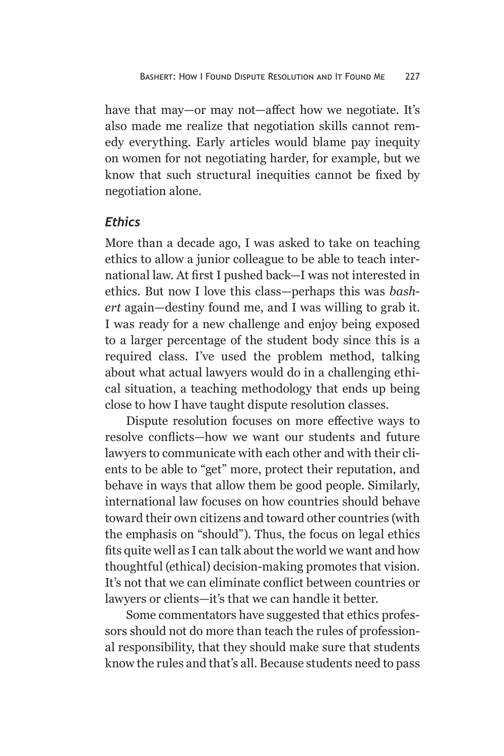have that may—or may not—affect how we negotiate. It's also made me realize that negotiation skills cannot remedy everything. Early articles would blame pay inequity on women for not negotiating harder, for example, but we know that such structural inequities cannot be fixed by negotiation alone.

### *Ethics*

More than a decade ago, I was asked to take on teaching ethics to allow a junior colleague to be able to teach international law. At first I pushed back—I was not interested in ethics. But now I love this class—perhaps this was *bashert* again—destiny found me, and I was willing to grab it. I was ready for a new challenge and enjoy being exposed to a larger percentage of the student body since this is a required class. I've used the problem method, talking about what actual lawyers would do in a challenging ethical situation, a teaching methodology that ends up being close to how I have taught dispute resolution classes.

Dispute resolution focuses on more effective ways to resolve conflicts—how we want our students and future lawyers to communicate with each other and with their clients to be able to "get" more, protect their reputation, and behave in ways that allow them be good people. Similarly, international law focuses on how countries should behave toward their own citizens and toward other countries (with the emphasis on "should"). Thus, the focus on legal ethics fits quite well as I can talk about the world we want and how thoughtful (ethical) decision-making promotes that vision. It's not that we can eliminate conflict between countries or lawyers or clients—it's that we can handle it better.

Some commentators have suggested that ethics professors should not do more than teach the rules of professional responsibility, that they should make sure that students know the rules and that's all. Because students need to pass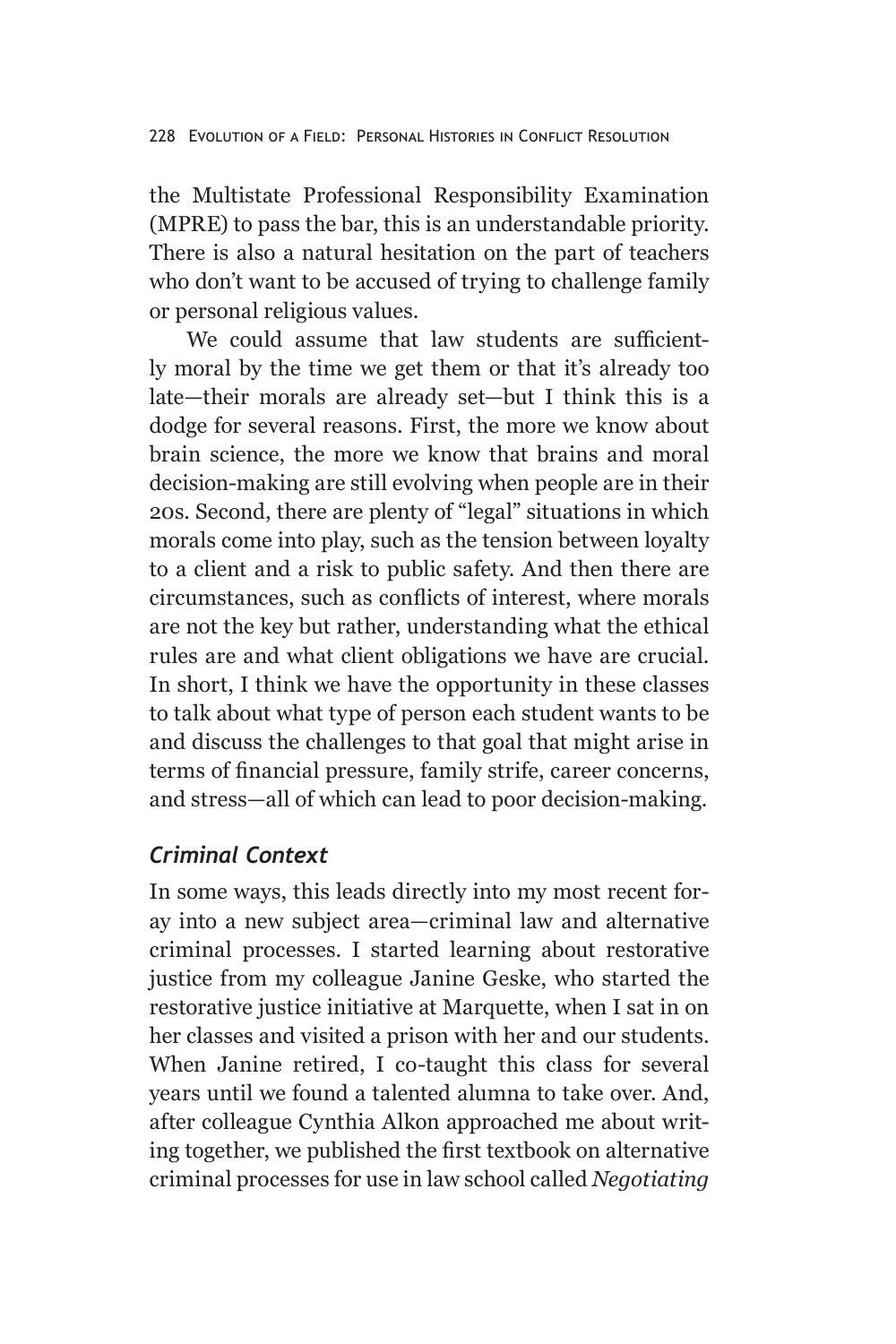the Multistate Professional Responsibility Examination (MPRE) to pass the bar, this is an understandable priority. There is also a natural hesitation on the part of teachers who don't want to be accused of trying to challenge family or personal religious values.

We could assume that law students are sufficiently moral by the time we get them or that it's already too late—their morals are already set—but I think this is a dodge for several reasons. First, the more we know about brain science, the more we know that brains and moral decision-making are still evolving when people are in their 20s. Second, there are plenty of "legal" situations in which morals come into play, such as the tension between loyalty to a client and a risk to public safety. And then there are circumstances, such as conflicts of interest, where morals are not the key but rather, understanding what the ethical rules are and what client obligations we have are crucial. In short, I think we have the opportunity in these classes to talk about what type of person each student wants to be and discuss the challenges to that goal that might arise in terms of financial pressure, family strife, career concerns, and stress—all of which can lead to poor decision-making.

### *Criminal Context*

In some ways, this leads directly into my most recent foray into a new subject area—criminal law and alternative criminal processes. I started learning about restorative justice from my colleague Janine Geske, who started the restorative justice initiative at Marquette, when I sat in on her classes and visited a prison with her and our students. When Janine retired, I co-taught this class for several years until we found a talented alumna to take over. And, after colleague Cynthia Alkon approached me about writing together, we published the first textbook on alternative criminal processes for use in law school called *Negotiating*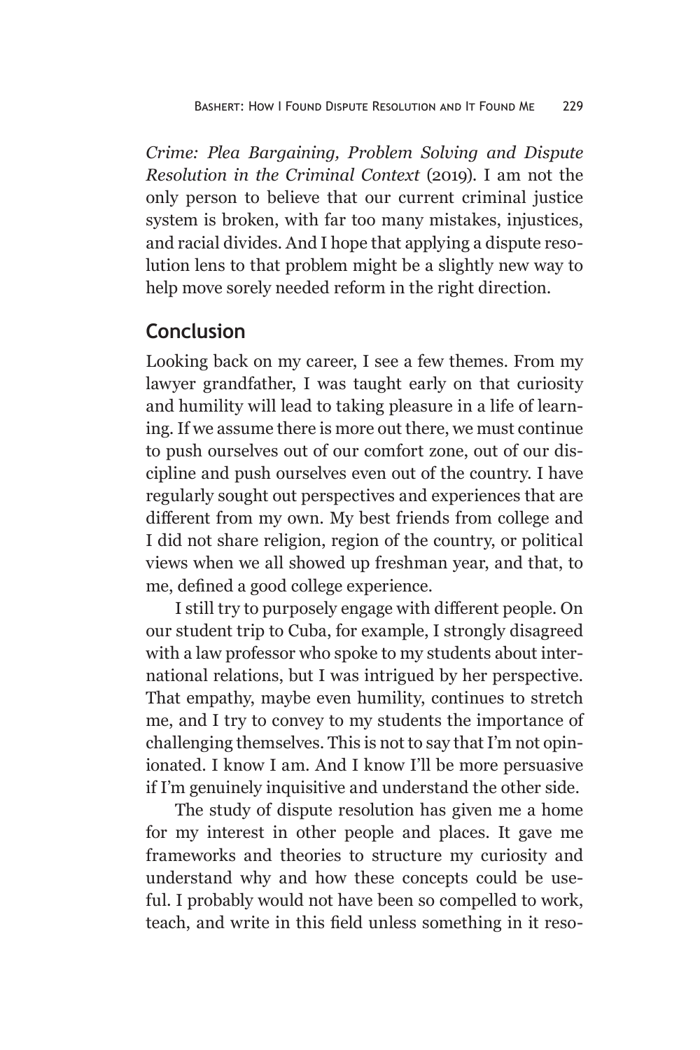*Crime: Plea Bargaining, Problem Solving and Dispute Resolution in the Criminal Context* (2019). I am not the only person to believe that our current criminal justice system is broken, with far too many mistakes, injustices, and racial divides. And I hope that applying a dispute resolution lens to that problem might be a slightly new way to help move sorely needed reform in the right direction.

## Conclusion

Looking back on my career, I see a few themes. From my lawyer grandfather, I was taught early on that curiosity and humility will lead to taking pleasure in a life of learning. If we assume there is more out there, we must continue to push ourselves out of our comfort zone, out of our discipline and push ourselves even out of the country. I have regularly sought out perspectives and experiences that are different from my own. My best friends from college and I did not share religion, region of the country, or political views when we all showed up freshman year, and that, to me, defined a good college experience.

I still try to purposely engage with different people. On our student trip to Cuba, for example, I strongly disagreed with a law professor who spoke to my students about international relations, but I was intrigued by her perspective. That empathy, maybe even humility, continues to stretch me, and I try to convey to my students the importance of challenging themselves. This is not to say that I'm not opinionated. I know I am. And I know I'll be more persuasive if I'm genuinely inquisitive and understand the other side.

The study of dispute resolution has given me a home for my interest in other people and places. It gave me frameworks and theories to structure my curiosity and understand why and how these concepts could be useful. I probably would not have been so compelled to work, teach, and write in this field unless something in it reso-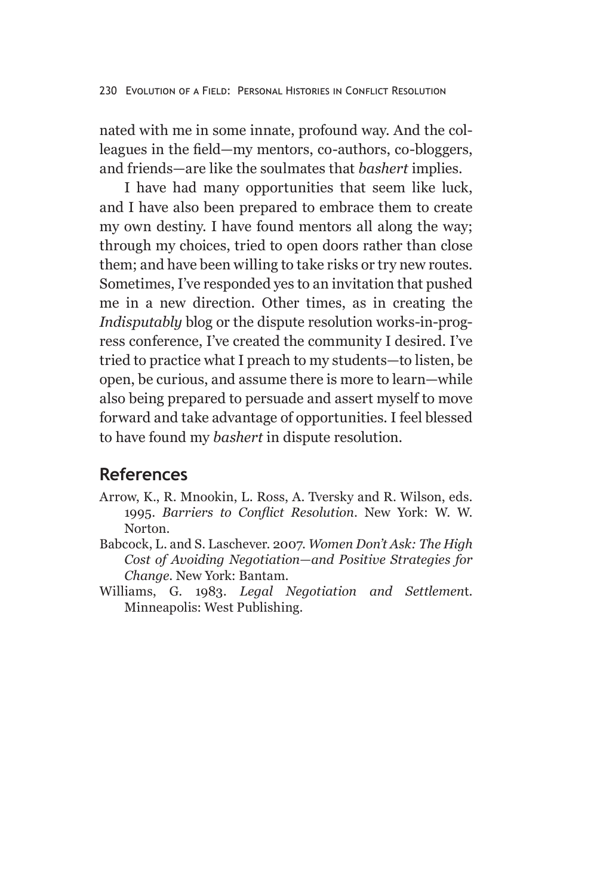nated with me in some innate, profound way. And the colleagues in the field—my mentors, co-authors, co-bloggers, and friends—are like the soulmates that *bashert* implies.

I have had many opportunities that seem like luck, and I have also been prepared to embrace them to create my own destiny. I have found mentors all along the way; through my choices, tried to open doors rather than close them; and have been willing to take risks or try new routes. Sometimes, I've responded yes to an invitation that pushed me in a new direction. Other times, as in creating the *Indisputably* blog or the dispute resolution works-in-progress conference, I've created the community I desired. I've tried to practice what I preach to my students—to listen, be open, be curious, and assume there is more to learn—while also being prepared to persuade and assert myself to move forward and take advantage of opportunities. I feel blessed to have found my *bashert* in dispute resolution.

## References

Arrow, K., R. Mnookin, L. Ross, A. Tversky and R. Wilson, eds. 1995. *Barriers to Conflict Resolution*. New York: W. W. Norton.

Babcock, L. and S. Laschever. 2007. *Women Don't Ask: The High Cost of Avoiding Negotiation—and Positive Strategies for Change*. New York: Bantam.

Williams, G. 1983. *Legal Negotiation and Settlement*. Minneapolis: West Publishing.